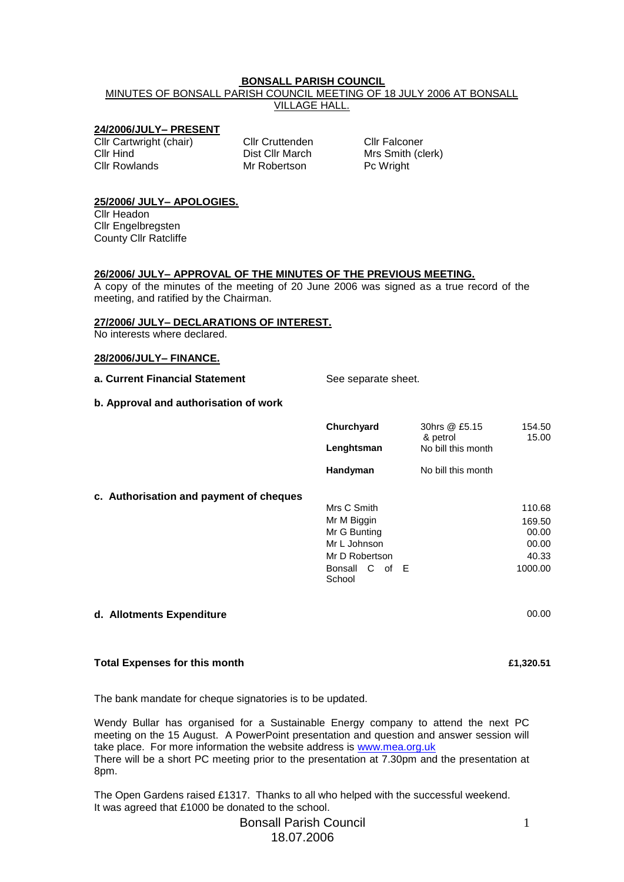# BONSALL PARISH COUNCIL

MINUTES OF BONSALL PARISH COUNCIL MEETING OF 18 JULY 2006 AT BONSALL VILLAGE HALL.

## 24/2006/JULY– PRESENT

| | | |
|---|---|---|
| Cllr Cartwright (chair) | Cllr Cruttenden | Cllr Falconer |
| Cllr Hind | Dist Cllr March | Mrs Smith (clerk) |
| Cllr Rowlands | Mr Robertson | Pc Wright |

## 25/2006/ JULY– APOLOGIES.

Cllr Headon
Cllr Engelbregsten
County Cllr Ratcliffe

## 26/2006/ JULY– APPROVAL OF THE MINUTES OF THE PREVIOUS MEETING.

A copy of the minutes of the meeting of 20 June 2006 was signed as a true record of the meeting, and ratified by the Chairman.

## 27/2006/ JULY– DECLARATIONS OF INTEREST.

No interests where declared.

## 28/2006/JULY– FINANCE.

**a. Current Financial Statement** See separate sheet.

**b. Approval and authorisation of work**

| | | |
|---|---|---|
| **Churchyard** | 30hrs @ £5.15 | 154.50 |
| | & petrol | 15.00 |
| **Lenghtsman** | No bill this month | |
| **Handyman** | No bill this month | |

**c. Authorisation and payment of cheques**

| | |
|---|---|
| Mrs C Smith | 110.68 |
| Mr M Biggin | 169.50 |
| Mr G Bunting | 00.00 |
| Mr L Johnson | 00.00 |
| Mr D Robertson | 40.33 |
| Bonsall C of E School | 1000.00 |

**d. Allotments Expenditure** 00.00

**Total Expenses for this month** **£1,320.51**

The bank mandate for cheque signatories is to be updated.

Wendy Bullar has organised for a Sustainable Energy company to attend the next PC meeting on the 15 August. A PowerPoint presentation and question and answer session will take place. For more information the website address is www.mea.org.uk
There will be a short PC meeting prior to the presentation at 7.30pm and the presentation at 8pm.

The Open Gardens raised £1317. Thanks to all who helped with the successful weekend.
It was agreed that £1000 be donated to the school.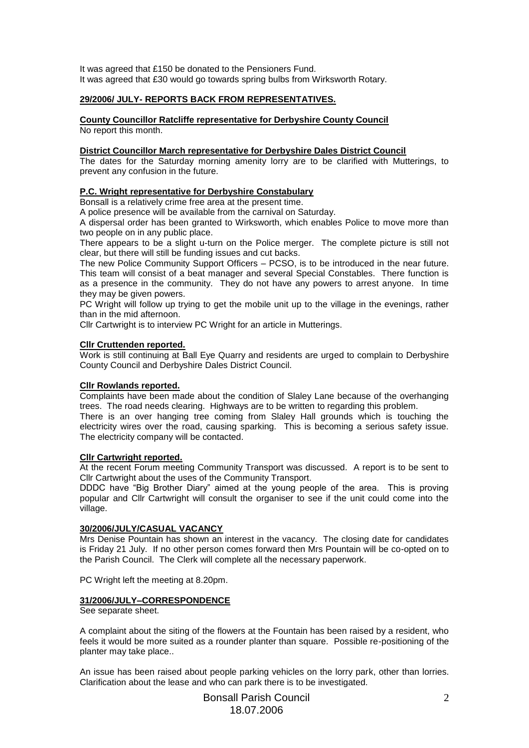It was agreed that £150 be donated to the Pensioners Fund.
It was agreed that £30 would go towards spring bulbs from Wirksworth Rotary.

**29/2006/ JULY- REPORTS BACK FROM REPRESENTATIVES.**

**County Councillor Ratcliffe representative for Derbyshire County Council**

No report this month.

**District Councillor March representative for Derbyshire Dales District Council**

The dates for the Saturday morning amenity lorry are to be clarified with Mutterings, to prevent any confusion in the future.

**P.C. Wright representative for Derbyshire Constabulary**

Bonsall is a relatively crime free area at the present time.
A police presence will be available from the carnival on Saturday.
A dispersal order has been granted to Wirksworth, which enables Police to move more than two people on in any public place.
There appears to be a slight u-turn on the Police merger. The complete picture is still not clear, but there will still be funding issues and cut backs.
The new Police Community Support Officers – PCSO, is to be introduced in the near future. This team will consist of a beat manager and several Special Constables. There function is as a presence in the community. They do not have any powers to arrest anyone. In time they may be given powers.
PC Wright will follow up trying to get the mobile unit up to the village in the evenings, rather than in the mid afternoon.
Cllr Cartwright is to interview PC Wright for an article in Mutterings.

**Cllr Cruttenden reported.**

Work is still continuing at Ball Eye Quarry and residents are urged to complain to Derbyshire County Council and Derbyshire Dales District Council.

**Cllr Rowlands reported.**

Complaints have been made about the condition of Slaley Lane because of the overhanging trees. The road needs clearing. Highways are to be written to regarding this problem.
There is an over hanging tree coming from Slaley Hall grounds which is touching the electricity wires over the road, causing sparking. This is becoming a serious safety issue. The electricity company will be contacted.

**Cllr Cartwright reported.**

At the recent Forum meeting Community Transport was discussed. A report is to be sent to Cllr Cartwright about the uses of the Community Transport.
DDDC have "Big Brother Diary" aimed at the young people of the area. This is proving popular and Cllr Cartwright will consult the organiser to see if the unit could come into the village.

**30/2006/JULY/CASUAL VACANCY**

Mrs Denise Pountain has shown an interest in the vacancy. The closing date for candidates is Friday 21 July. If no other person comes forward then Mrs Pountain will be co-opted on to the Parish Council. The Clerk will complete all the necessary paperwork.

PC Wright left the meeting at 8.20pm.

**31/2006/JULY–CORRESPONDENCE**

See separate sheet.

A complaint about the siting of the flowers at the Fountain has been raised by a resident, who feels it would be more suited as a rounder planter than square. Possible re-positioning of the planter may take place..

An issue has been raised about people parking vehicles on the lorry park, other than lorries. Clarification about the lease and who can park there is to be investigated.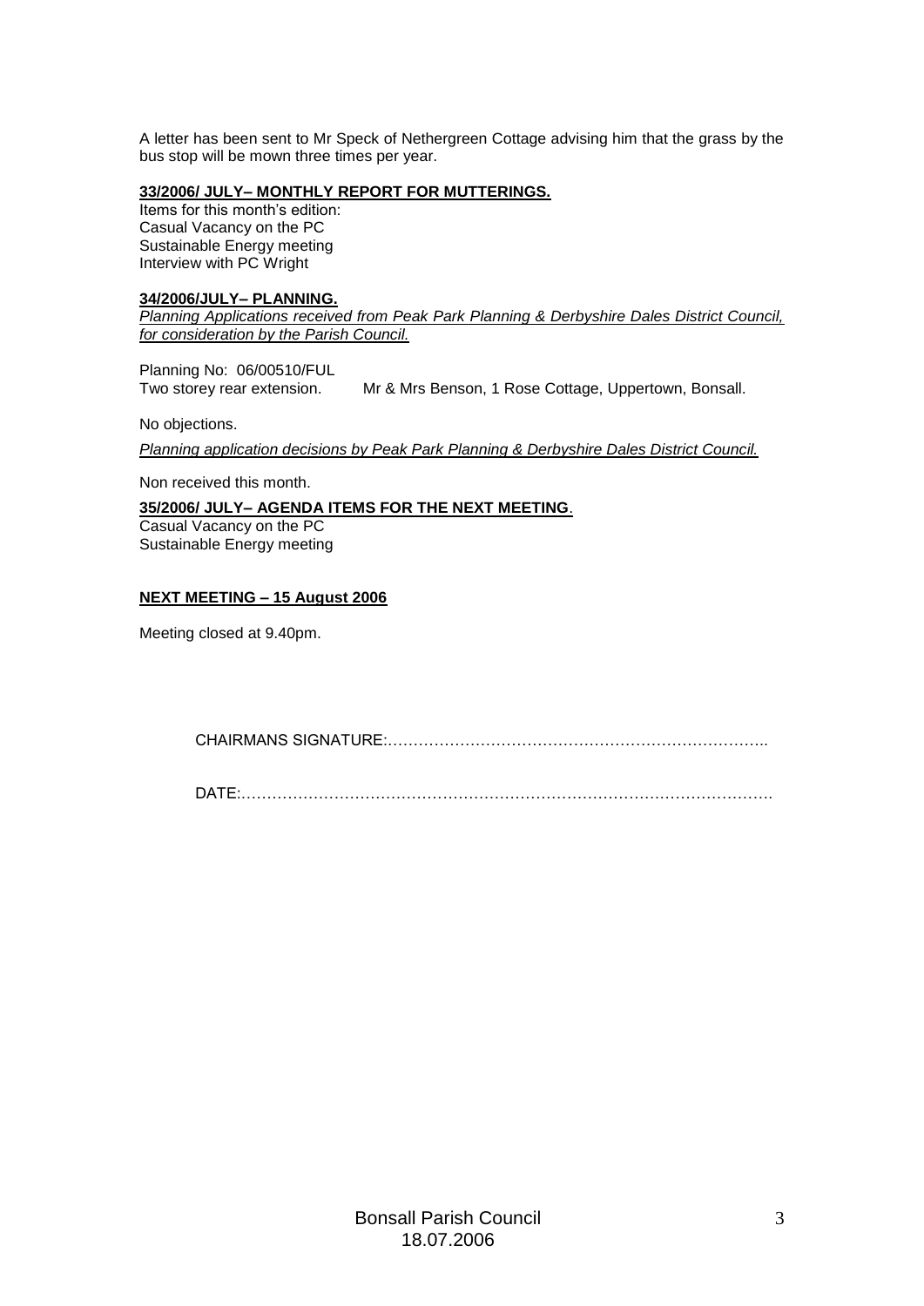A letter has been sent to Mr Speck of Nethergreen Cottage advising him that the grass by the bus stop will be mown three times per year.

**33/2006/ JULY– MONTHLY REPORT FOR MUTTERINGS.**

Items for this month's edition:
Casual Vacancy on the PC
Sustainable Energy meeting
Interview with PC Wright

**34/2006/JULY– PLANNING.**

*Planning Applications received from Peak Park Planning & Derbyshire Dales District Council, for consideration by the Parish Council.*

Planning No: 06/00510/FUL
Two storey rear extension. Mr & Mrs Benson, 1 Rose Cottage, Uppertown, Bonsall.

No objections.

*Planning application decisions by Peak Park Planning & Derbyshire Dales District Council.*

Non received this month.

**35/2006/ JULY– AGENDA ITEMS FOR THE NEXT MEETING**.

Casual Vacancy on the PC
Sustainable Energy meeting

**NEXT MEETING – 15 August 2006**

Meeting closed at 9.40pm.

CHAIRMANS SIGNATURE:…………………………………………………………………..

DATE:……………………………………………………………………………………….